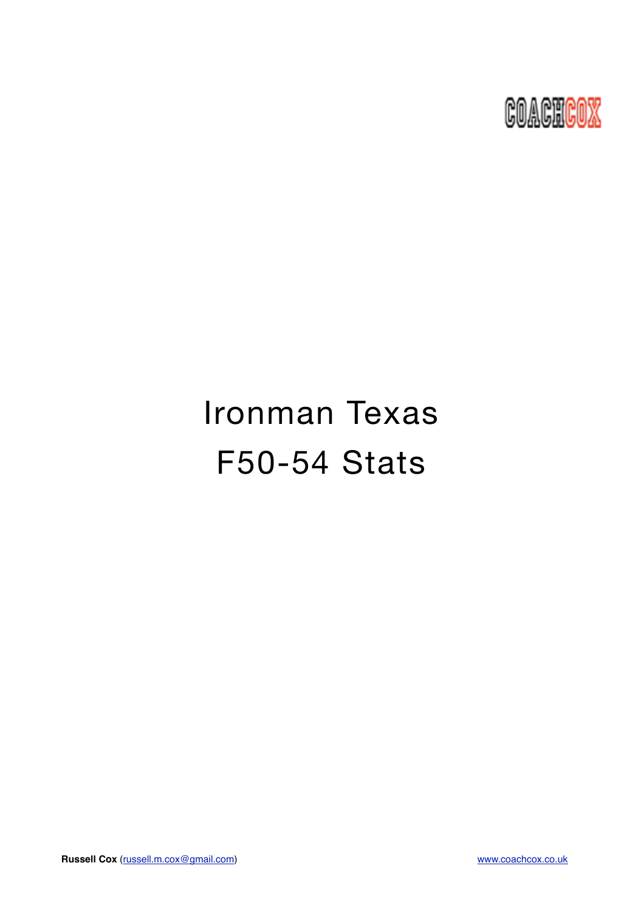COACHCOX

# Ironman Texas
# F50-54 Stats

**Russell Cox** (russell.m.cox@gmail.com) www.coachcox.co.uk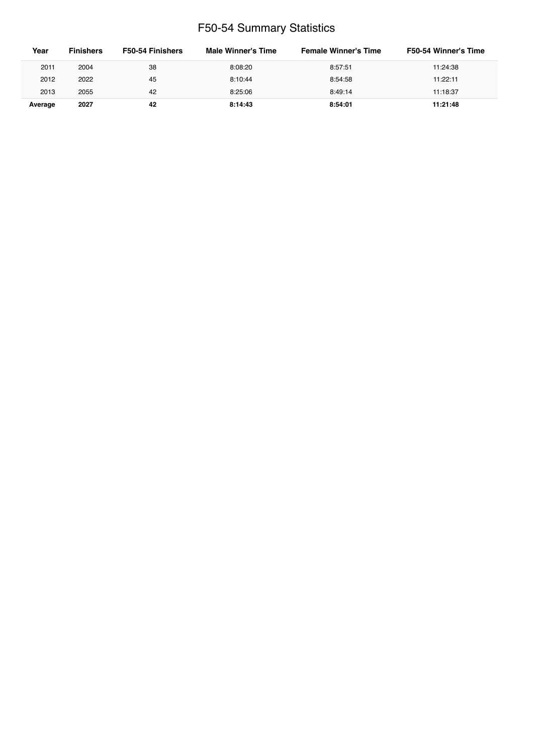# F50-54 Summary Statistics

| Year | Finishers | F50-54 Finishers | Male Winner's Time | Female Winner's Time | F50-54 Winner's Time |
|---|---|---|---|---|---|
| 2011 | 2004 | 38 | 8:08:20 | 8:57:51 | 11:24:38 |
| 2012 | 2022 | 45 | 8:10:44 | 8:54:58 | 11:22:11 |
| 2013 | 2055 | 42 | 8:25:06 | 8:49:14 | 11:18:37 |
| **Average** | **2027** | **42** | **8:14:43** | **8:54:01** | **11:21:48** |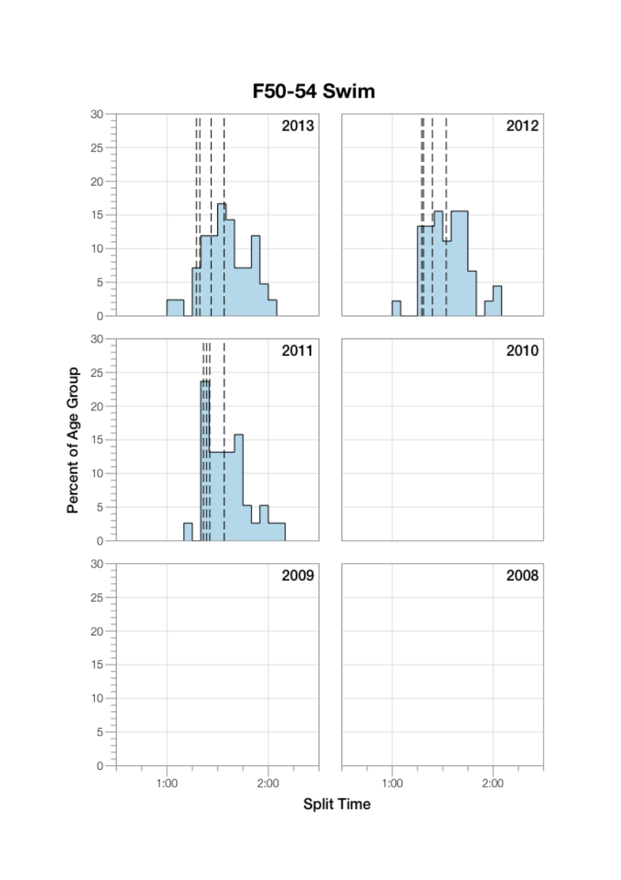# F50-54 Swim

Percent of Age Group

2013

2012

2011

2010

2009

2008

Split Time

1:00

2:00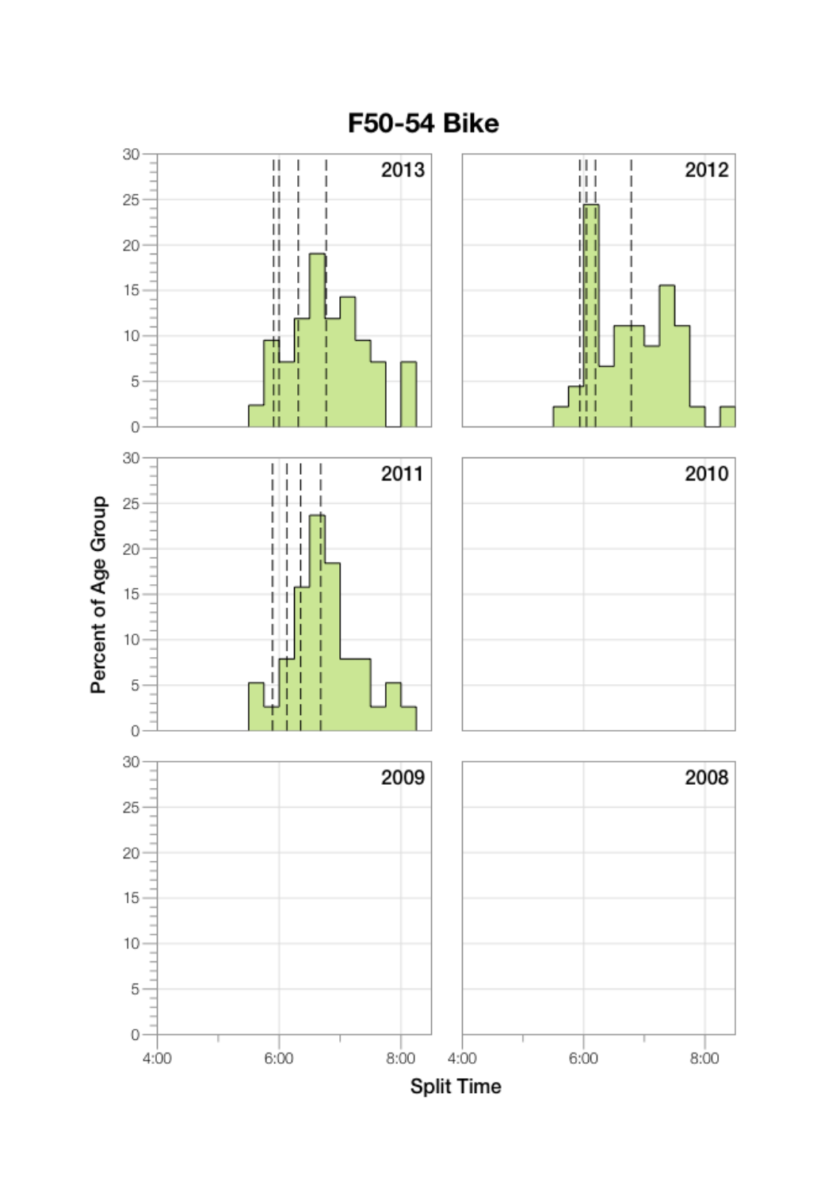# F50-54 Bike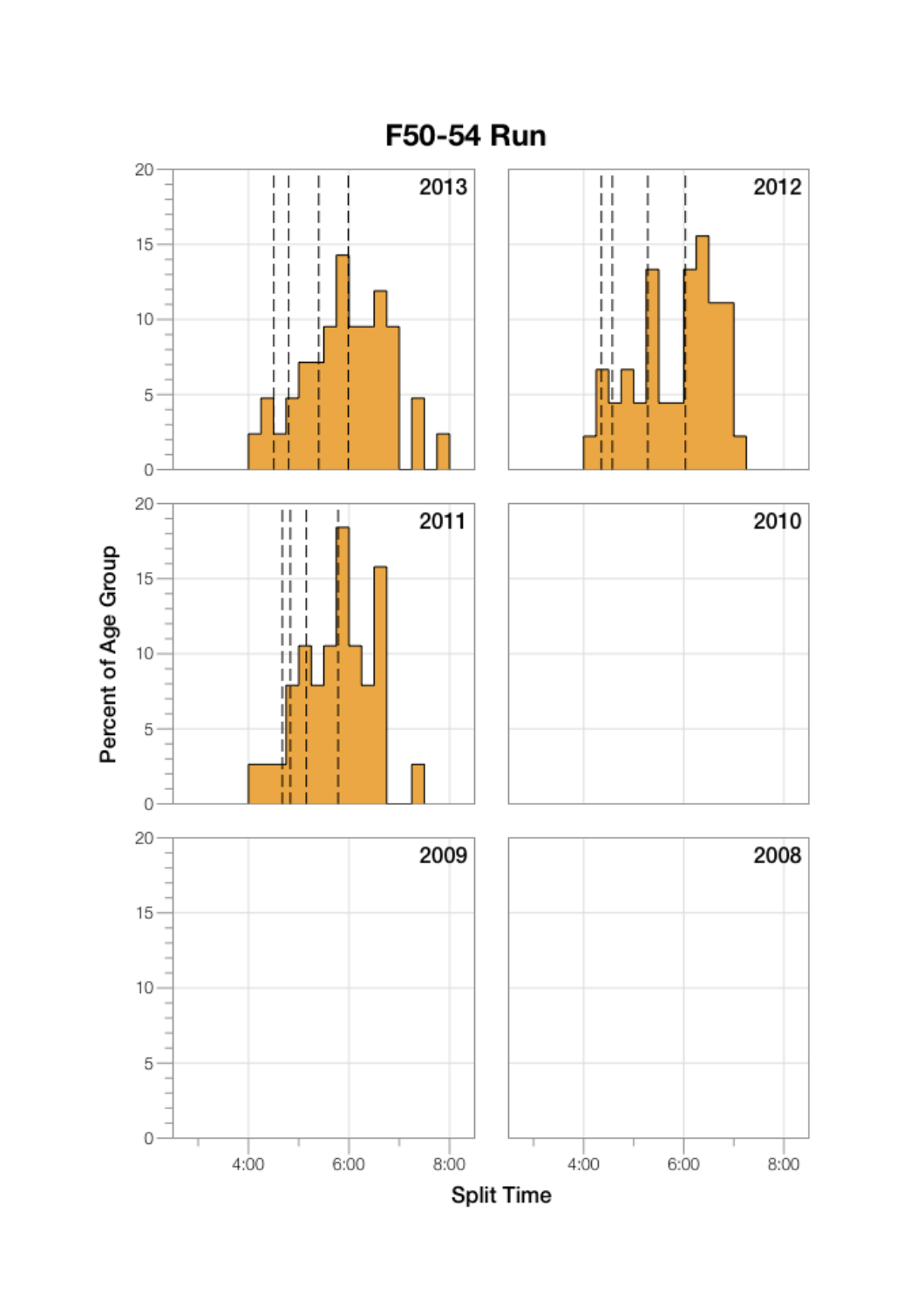# F50-54 Run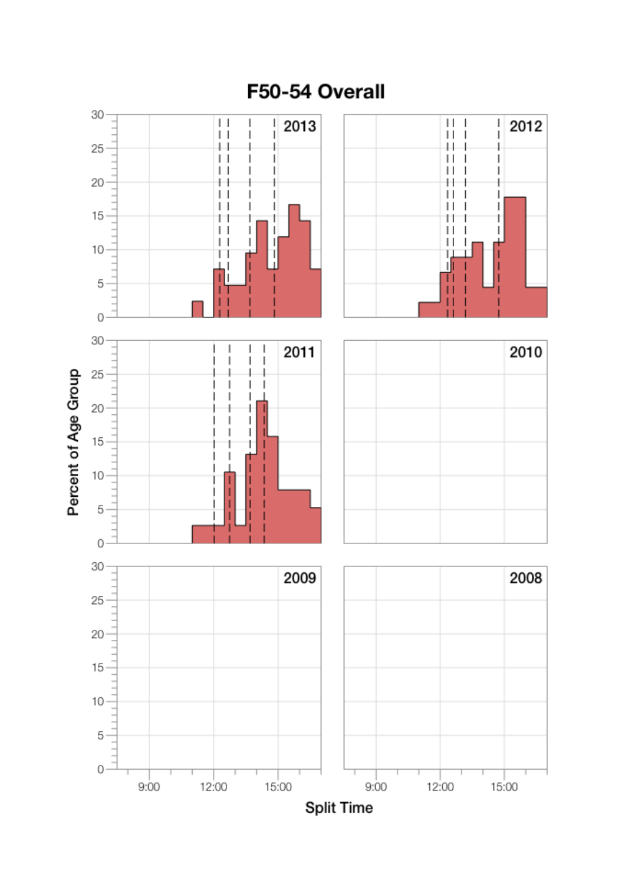# F50-54 Overall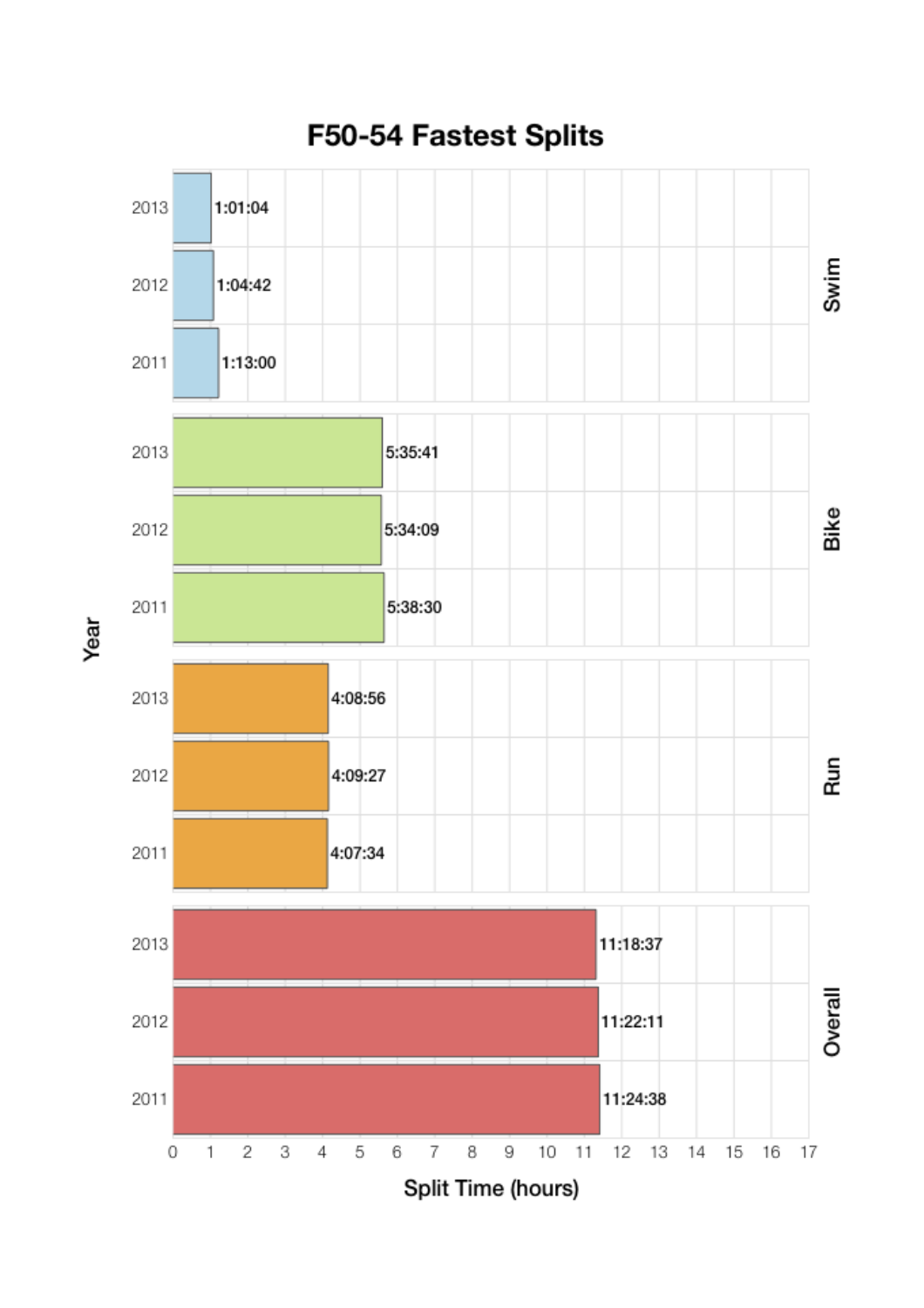# F50-54 Fastest Splits

| Segment | Year | Split Time |
|---|---|---|
| Swim | 2013 | 1:01:04 |
| Swim | 2012 | 1:04:42 |
| Swim | 2011 | 1:13:00 |
| Bike | 2013 | 5:35:41 |
| Bike | 2012 | 5:34:09 |
| Bike | 2011 | 5:38:30 |
| Run | 2013 | 4:08:56 |
| Run | 2012 | 4:09:27 |
| Run | 2011 | 4:07:34 |
| Overall | 2013 | 11:18:37 |
| Overall | 2012 | 11:22:11 |
| Overall | 2011 | 11:24:38 |

Split Time (hours)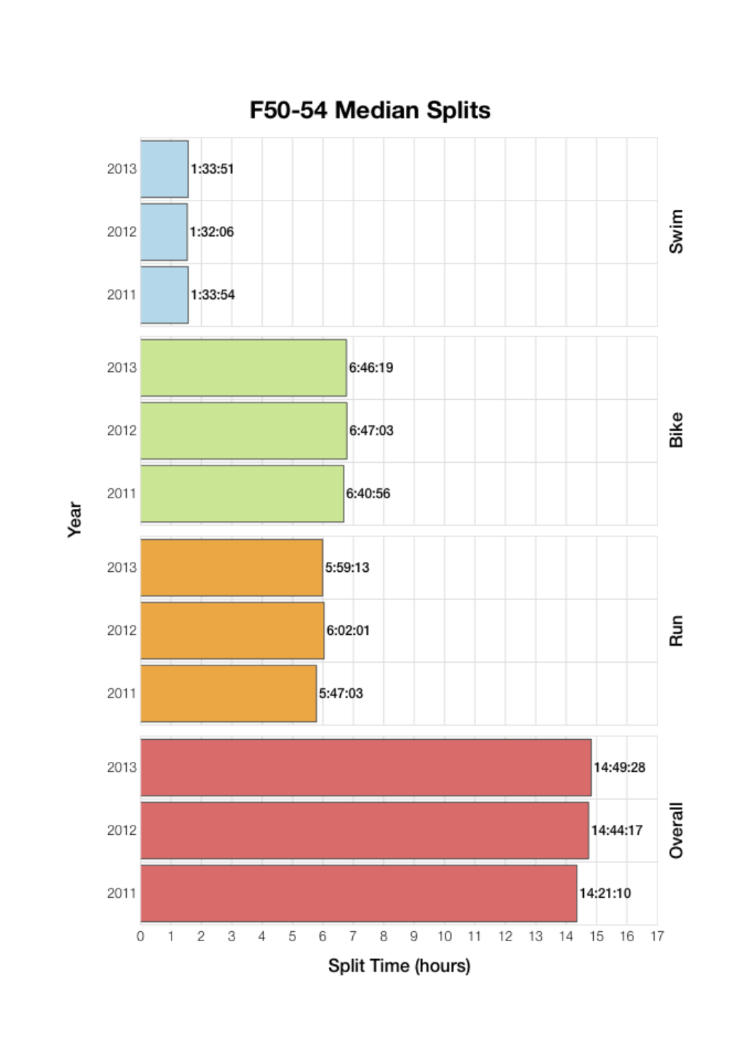# F50-54 Median Splits

| Split | Year | Time |
| --- | --- | --- |
| Swim | 2013 | 1:33:51 |
| Swim | 2012 | 1:32:06 |
| Swim | 2011 | 1:33:54 |
| Bike | 2013 | 6:46:19 |
| Bike | 2012 | 6:47:03 |
| Bike | 2011 | 6:40:56 |
| Run | 2013 | 5:59:13 |
| Run | 2012 | 6:02:01 |
| Run | 2011 | 5:47:03 |
| Overall | 2013 | 14:49:28 |
| Overall | 2012 | 14:44:17 |
| Overall | 2011 | 14:21:10 |

Year

Split Time (hours)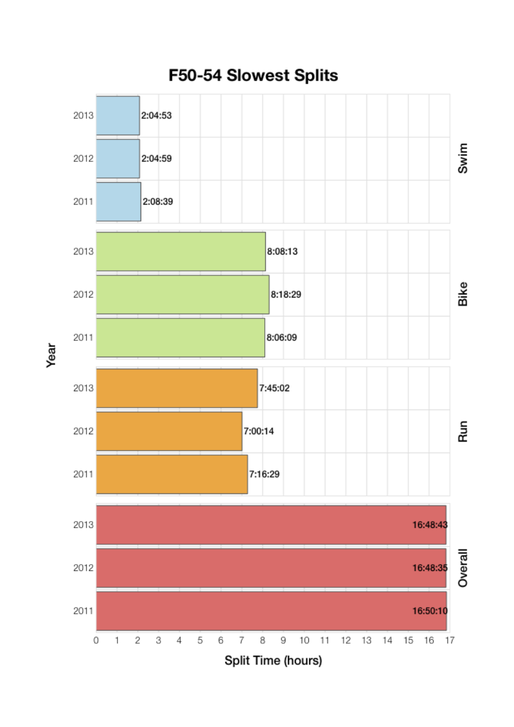# F50-54 Slowest Splits

| Segment | Year | Split Time |
| --- | --- | --- |
| Swim | 2013 | 2:04:53 |
| Swim | 2012 | 2:04:59 |
| Swim | 2011 | 2:08:39 |
| Bike | 2013 | 8:08:13 |
| Bike | 2012 | 8:18:29 |
| Bike | 2011 | 8:06:09 |
| Run | 2013 | 7:45:02 |
| Run | 2012 | 7:00:14 |
| Run | 2011 | 7:16:29 |
| Overall | 2013 | 16:48:43 |
| Overall | 2012 | 16:48:35 |
| Overall | 2011 | 16:50:10 |

Year

Split Time (hours)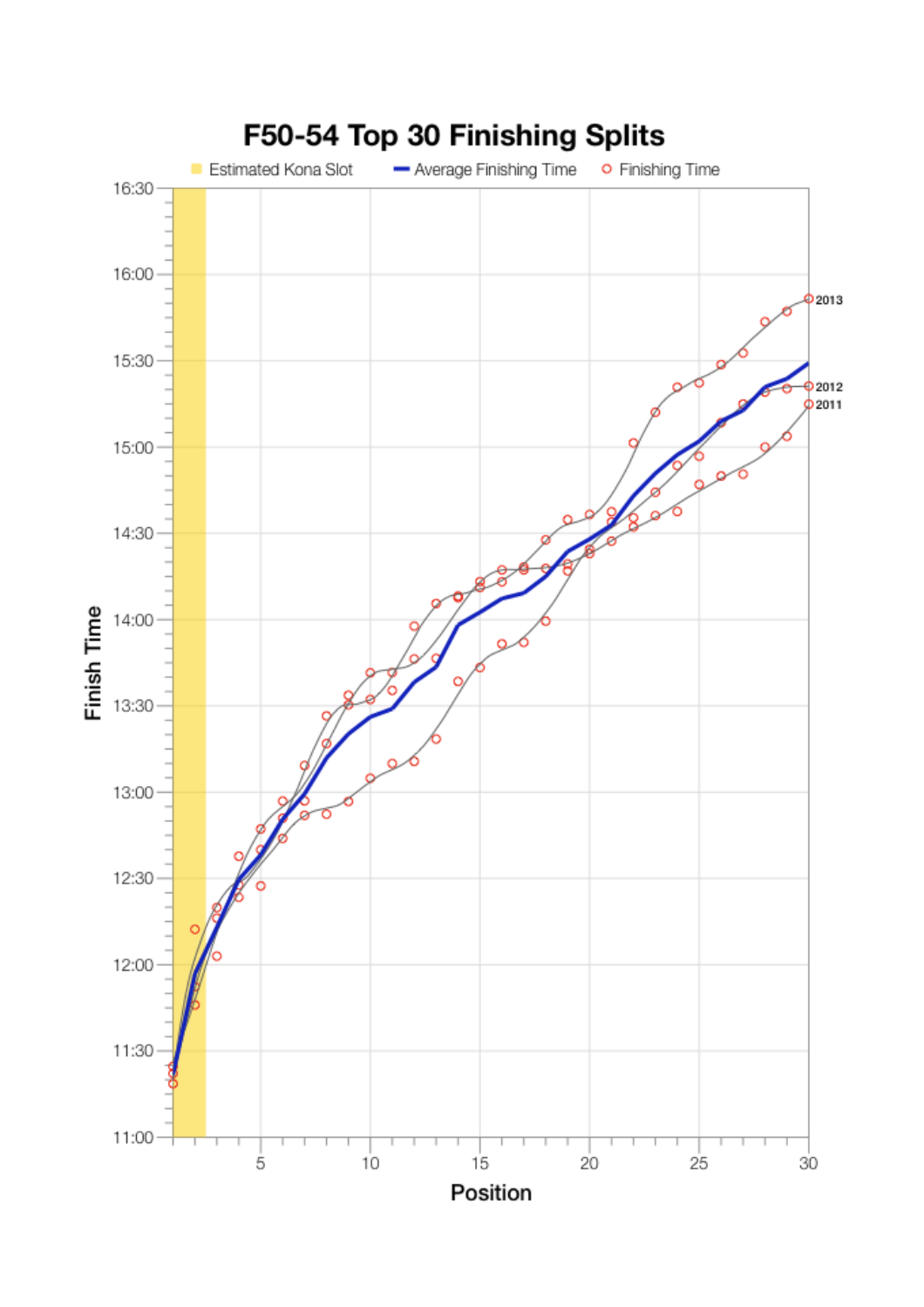# F50-54 Top 30 Finishing Splits

Estimated Kona Slot | Average Finishing Time | Finishing Time

Finish Time

16:30
16:00
15:30
15:00
14:30
14:00
13:30
13:00
12:30
12:00
11:30
11:00

5 10 15 20 25 30

Position

2013
2012
2011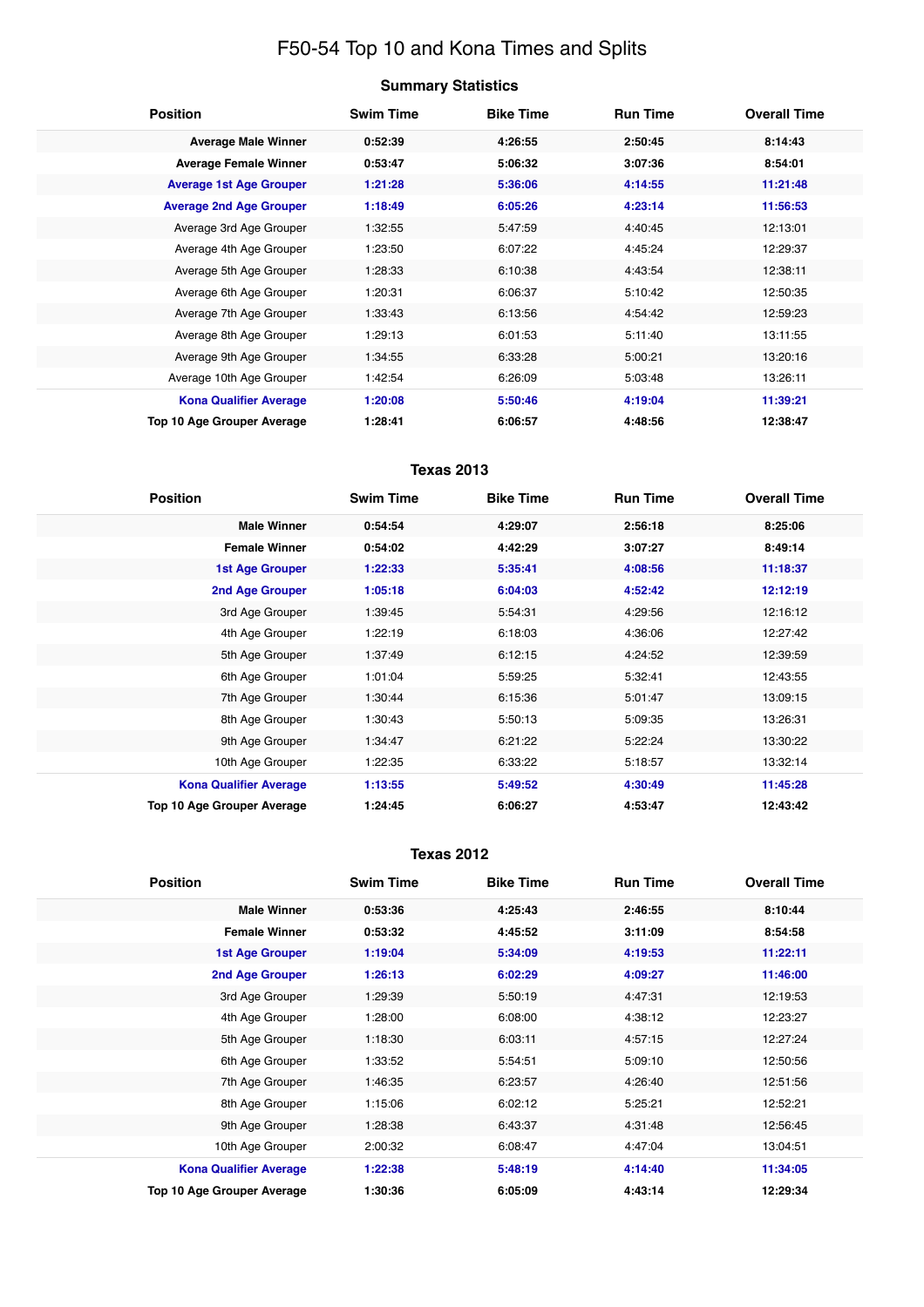# F50-54 Top 10 and Kona Times and Splits

## Summary Statistics

| Position | Swim Time | Bike Time | Run Time | Overall Time |
|---|---|---|---|---|
| **Average Male Winner** | **0:52:39** | **4:26:55** | **2:50:45** | **8:14:43** |
| **Average Female Winner** | **0:53:47** | **5:06:32** | **3:07:36** | **8:54:01** |
| **Average 1st Age Grouper** | **1:21:28** | **5:36:06** | **4:14:55** | **11:21:48** |
| **Average 2nd Age Grouper** | **1:18:49** | **6:05:26** | **4:23:14** | **11:56:53** |
| Average 3rd Age Grouper | 1:32:55 | 5:47:59 | 4:40:45 | 12:13:01 |
| Average 4th Age Grouper | 1:23:50 | 6:07:22 | 4:45:24 | 12:29:37 |
| Average 5th Age Grouper | 1:28:33 | 6:10:38 | 4:43:54 | 12:38:11 |
| Average 6th Age Grouper | 1:20:31 | 6:06:37 | 5:10:42 | 12:50:35 |
| Average 7th Age Grouper | 1:33:43 | 6:13:56 | 4:54:42 | 12:59:23 |
| Average 8th Age Grouper | 1:29:13 | 6:01:53 | 5:11:40 | 13:11:55 |
| Average 9th Age Grouper | 1:34:55 | 6:33:28 | 5:00:21 | 13:20:16 |
| Average 10th Age Grouper | 1:42:54 | 6:26:09 | 5:03:48 | 13:26:11 |
| **Kona Qualifier Average** | **1:20:08** | **5:50:46** | **4:19:04** | **11:39:21** |
| **Top 10 Age Grouper Average** | **1:28:41** | **6:06:57** | **4:48:56** | **12:38:47** |

## Texas 2013

| Position | Swim Time | Bike Time | Run Time | Overall Time |
|---|---|---|---|---|
| **Male Winner** | **0:54:54** | **4:29:07** | **2:56:18** | **8:25:06** |
| **Female Winner** | **0:54:02** | **4:42:29** | **3:07:27** | **8:49:14** |
| **1st Age Grouper** | **1:22:33** | **5:35:41** | **4:08:56** | **11:18:37** |
| **2nd Age Grouper** | **1:05:18** | **6:04:03** | **4:52:42** | **12:12:19** |
| 3rd Age Grouper | 1:39:45 | 5:54:31 | 4:29:56 | 12:16:12 |
| 4th Age Grouper | 1:22:19 | 6:18:03 | 4:36:06 | 12:27:42 |
| 5th Age Grouper | 1:37:49 | 6:12:15 | 4:24:52 | 12:39:59 |
| 6th Age Grouper | 1:01:04 | 5:59:25 | 5:32:41 | 12:43:55 |
| 7th Age Grouper | 1:30:44 | 6:15:36 | 5:01:47 | 13:09:15 |
| 8th Age Grouper | 1:30:43 | 5:50:13 | 5:09:35 | 13:26:31 |
| 9th Age Grouper | 1:34:47 | 6:21:22 | 5:22:24 | 13:30:22 |
| 10th Age Grouper | 1:22:35 | 6:33:22 | 5:18:57 | 13:32:14 |
| **Kona Qualifier Average** | **1:13:55** | **5:49:52** | **4:30:49** | **11:45:28** |
| **Top 10 Age Grouper Average** | **1:24:45** | **6:06:27** | **4:53:47** | **12:43:42** |

## Texas 2012

| Position | Swim Time | Bike Time | Run Time | Overall Time |
|---|---|---|---|---|
| **Male Winner** | **0:53:36** | **4:25:43** | **2:46:55** | **8:10:44** |
| **Female Winner** | **0:53:32** | **4:45:52** | **3:11:09** | **8:54:58** |
| **1st Age Grouper** | **1:19:04** | **5:34:09** | **4:19:53** | **11:22:11** |
| **2nd Age Grouper** | **1:26:13** | **6:02:29** | **4:09:27** | **11:46:00** |
| 3rd Age Grouper | 1:29:39 | 5:50:19 | 4:47:31 | 12:19:53 |
| 4th Age Grouper | 1:28:00 | 6:08:00 | 4:38:12 | 12:23:27 |
| 5th Age Grouper | 1:18:30 | 6:03:11 | 4:57:15 | 12:27:24 |
| 6th Age Grouper | 1:33:52 | 5:54:51 | 5:09:10 | 12:50:56 |
| 7th Age Grouper | 1:46:35 | 6:23:57 | 4:26:40 | 12:51:56 |
| 8th Age Grouper | 1:15:06 | 6:02:12 | 5:25:21 | 12:52:21 |
| 9th Age Grouper | 1:28:38 | 6:43:37 | 4:31:48 | 12:56:45 |
| 10th Age Grouper | 2:00:32 | 6:08:47 | 4:47:04 | 13:04:51 |
| **Kona Qualifier Average** | **1:22:38** | **5:48:19** | **4:14:40** | **11:34:05** |
| **Top 10 Age Grouper Average** | **1:30:36** | **6:05:09** | **4:43:14** | **12:29:34** |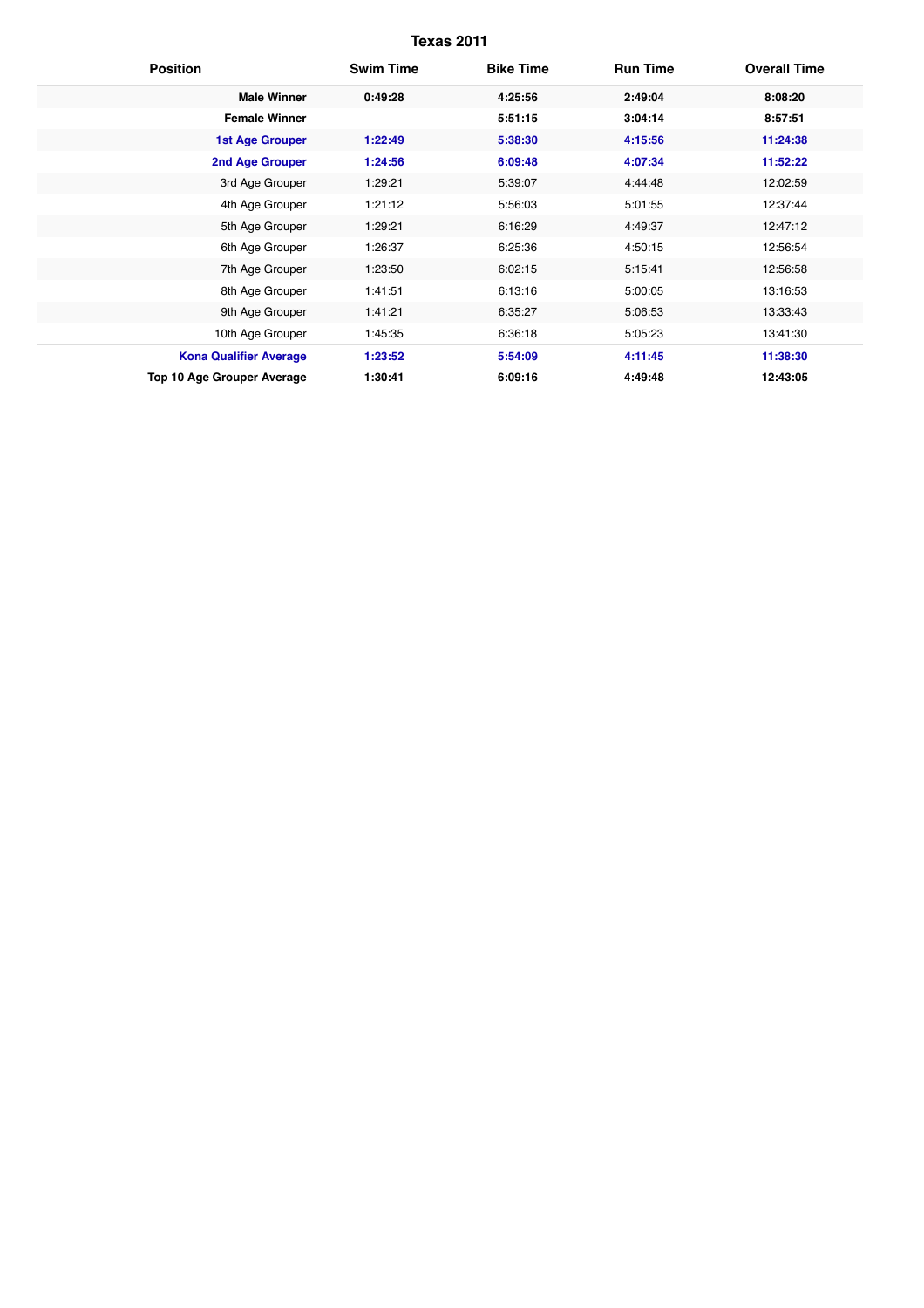## Texas 2011

| Position | Swim Time | Bike Time | Run Time | Overall Time |
|---|---|---|---|---|
| **Male Winner** | **0:49:28** | **4:25:56** | **2:49:04** | **8:08:20** |
| **Female Winner** | | **5:51:15** | **3:04:14** | **8:57:51** |
| **1st Age Grouper** | **1:22:49** | **5:38:30** | **4:15:56** | **11:24:38** |
| **2nd Age Grouper** | **1:24:56** | **6:09:48** | **4:07:34** | **11:52:22** |
| 3rd Age Grouper | 1:29:21 | 5:39:07 | 4:44:48 | 12:02:59 |
| 4th Age Grouper | 1:21:12 | 5:56:03 | 5:01:55 | 12:37:44 |
| 5th Age Grouper | 1:29:21 | 6:16:29 | 4:49:37 | 12:47:12 |
| 6th Age Grouper | 1:26:37 | 6:25:36 | 4:50:15 | 12:56:54 |
| 7th Age Grouper | 1:23:50 | 6:02:15 | 5:15:41 | 12:56:58 |
| 8th Age Grouper | 1:41:51 | 6:13:16 | 5:00:05 | 13:16:53 |
| 9th Age Grouper | 1:41:21 | 6:35:27 | 5:06:53 | 13:33:43 |
| 10th Age Grouper | 1:45:35 | 6:36:18 | 5:05:23 | 13:41:30 |
| **Kona Qualifier Average** | **1:23:52** | **5:54:09** | **4:11:45** | **11:38:30** |
| **Top 10 Age Grouper Average** | **1:30:41** | **6:09:16** | **4:49:48** | **12:43:05** |